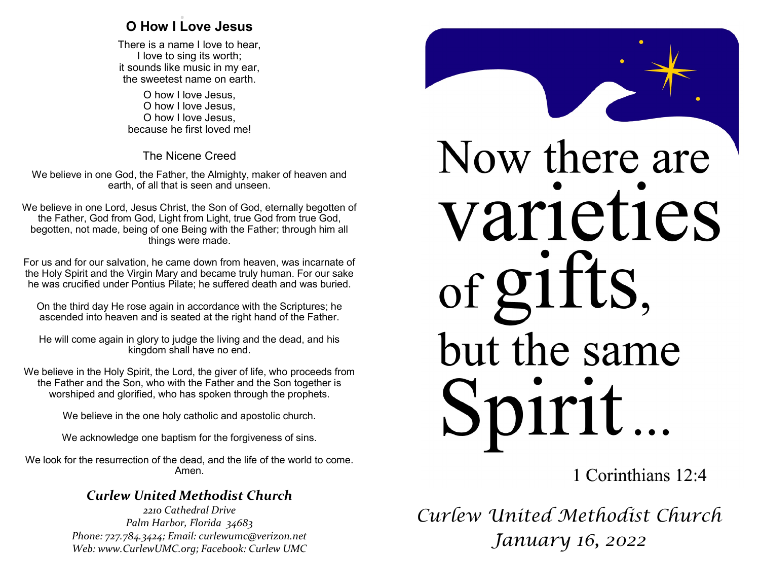## O How I Love Jesus

There is a name I love to hear,
I love to sing its worth;
it sounds like music in my ear,
the sweetest name on earth.

O how I love Jesus,
O how I love Jesus,
O how I love Jesus,
because he first loved me!

### The Nicene Creed

We believe in one God, the Father, the Almighty, maker of heaven and earth, of all that is seen and unseen.

We believe in one Lord, Jesus Christ, the Son of God, eternally begotten of the Father, God from God, Light from Light, true God from true God, begotten, not made, being of one Being with the Father; through him all things were made.

For us and for our salvation, he came down from heaven, was incarnate of the Holy Spirit and the Virgin Mary and became truly human. For our sake he was crucified under Pontius Pilate; he suffered death and was buried.

On the third day He rose again in accordance with the Scriptures; he ascended into heaven and is seated at the right hand of the Father.

He will come again in glory to judge the living and the dead, and his kingdom shall have no end.

We believe in the Holy Spirit, the Lord, the giver of life, who proceeds from the Father and the Son, who with the Father and the Son together is worshiped and glorified, who has spoken through the prophets.

We believe in the one holy catholic and apostolic church.

We acknowledge one baptism for the forgiveness of sins.

We look for the resurrection of the dead, and the life of the world to come. Amen.

***Curlew United Methodist Church***

*2210 Cathedral Drive*
*Palm Harbor, Florida 34683*
*Phone: 727.784.3424; Email: curlewumc@verizon.net*
*Web: www.CurlewUMC.org; Facebook: Curlew UMC*

# Now there are varieties of gifts, but the same Spirit...

1 Corinthians 12:4

*Curlew United Methodist Church*
*January 16, 2022*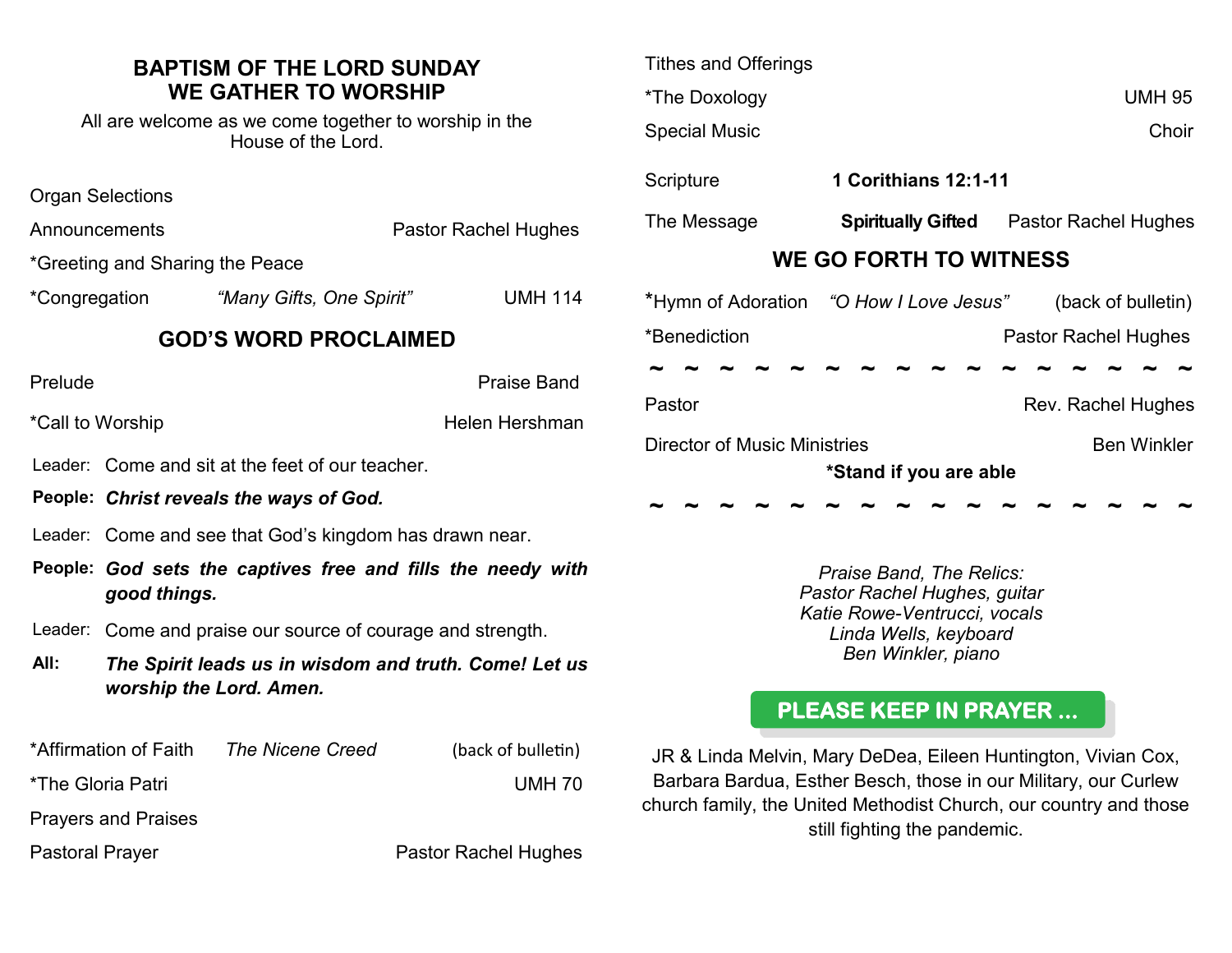## BAPTISM OF THE LORD SUNDAY
## WE GATHER TO WORSHIP

All are welcome as we come together to worship in the House of the Lord.

Organ Selections

Announcements — Pastor Rachel Hughes

*Greeting and Sharing the Peace

*Congregation — *"Many Gifts, One Spirit"* — UMH 114

## GOD'S WORD PROCLAIMED

Prelude — Praise Band

*Call to Worship — Helen Hershman

Leader: Come and sit at the feet of our teacher.

**People:** ***Christ reveals the ways of God.***

Leader: Come and see that God's kingdom has drawn near.

**People:** ***God sets the captives free and fills the needy with good things.***

Leader: Come and praise our source of courage and strength.

**All:** ***The Spirit leads us in wisdom and truth. Come! Let us worship the Lord. Amen.***

*Affirmation of Faith — *The Nicene Creed* — (back of bulletin)

*The Gloria Patri — UMH 70

Prayers and Praises

Pastoral Prayer — Pastor Rachel Hughes

Tithes and Offerings

*The Doxology — UMH 95

Special Music — Choir

Scripture — **1 Corithians 12:1-11**

The Message — **Spiritually Gifted** — Pastor Rachel Hughes

## WE GO FORTH TO WITNESS

*Hymn of Adoration — *"O How I Love Jesus"* — (back of bulletin)

*Benediction — Pastor Rachel Hughes

~ ~ ~ ~ ~ ~ ~ ~ ~ ~ ~ ~ ~ ~ ~ ~

Pastor — Rev. Rachel Hughes

Director of Music Ministries — Ben Winkler

**\*Stand if you are able**

~ ~ ~ ~ ~ ~ ~ ~ ~ ~ ~ ~ ~ ~ ~ ~

*Praise Band, The Relics:*
*Pastor Rachel Hughes, guitar*
*Katie Rowe-Ventrucci, vocals*
*Linda Wells, keyboard*
*Ben Winkler, piano*

**PLEASE KEEP IN PRAYER ...**

JR & Linda Melvin, Mary DeDea, Eileen Huntington, Vivian Cox, Barbara Bardua, Esther Besch, those in our Military, our Curlew church family, the United Methodist Church, our country and those still fighting the pandemic.